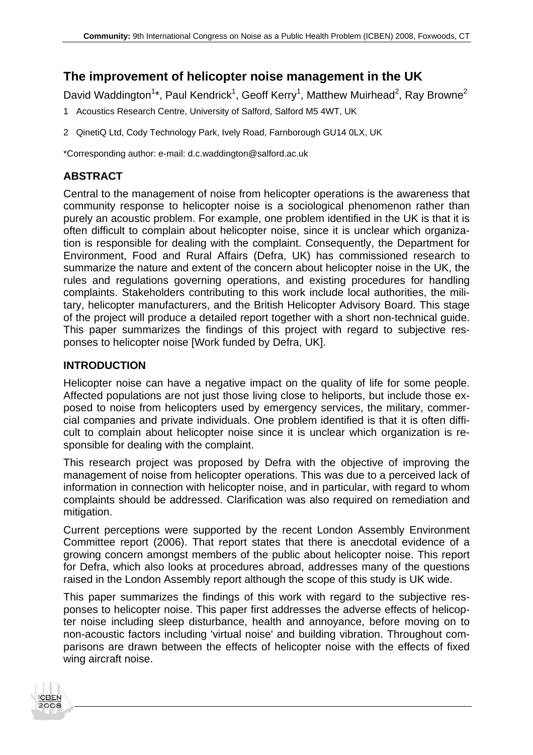# The improvement of helicopter noise management in the UK

David Waddington[1]*, Paul Kendrick[1], Geoff Kerry[1], Matthew Muirhead[2], Ray Browne[2]

1 Acoustics Research Centre, University of Salford, Salford M5 4WT, UK

2 QinetiQ Ltd, Cody Technology Park, Ively Road, Farnborough GU14 0LX, UK

*Corresponding author: e-mail: d.c.waddington@salford.ac.uk

## ABSTRACT

Central to the management of noise from helicopter operations is the awareness that community response to helicopter noise is a sociological phenomenon rather than purely an acoustic problem. For example, one problem identified in the UK is that it is often difficult to complain about helicopter noise, since it is unclear which organization is responsible for dealing with the complaint. Consequently, the Department for Environment, Food and Rural Affairs (Defra, UK) has commissioned research to summarize the nature and extent of the concern about helicopter noise in the UK, the rules and regulations governing operations, and existing procedures for handling complaints. Stakeholders contributing to this work include local authorities, the military, helicopter manufacturers, and the British Helicopter Advisory Board. This stage of the project will produce a detailed report together with a short non-technical guide. This paper summarizes the findings of this project with regard to subjective responses to helicopter noise [Work funded by Defra, UK].

## INTRODUCTION

Helicopter noise can have a negative impact on the quality of life for some people. Affected populations are not just those living close to heliports, but include those exposed to noise from helicopters used by emergency services, the military, commercial companies and private individuals. One problem identified is that it is often difficult to complain about helicopter noise since it is unclear which organization is responsible for dealing with the complaint.

This research project was proposed by Defra with the objective of improving the management of noise from helicopter operations. This was due to a perceived lack of information in connection with helicopter noise, and in particular, with regard to whom complaints should be addressed. Clarification was also required on remediation and mitigation.

Current perceptions were supported by the recent London Assembly Environment Committee report (2006). That report states that there is anecdotal evidence of a growing concern amongst members of the public about helicopter noise. This report for Defra, which also looks at procedures abroad, addresses many of the questions raised in the London Assembly report although the scope of this study is UK wide.

This paper summarizes the findings of this work with regard to the subjective responses to helicopter noise. This paper first addresses the adverse effects of helicopter noise including sleep disturbance, health and annoyance, before moving on to non-acoustic factors including 'virtual noise' and building vibration. Throughout comparisons are drawn between the effects of helicopter noise with the effects of fixed wing aircraft noise.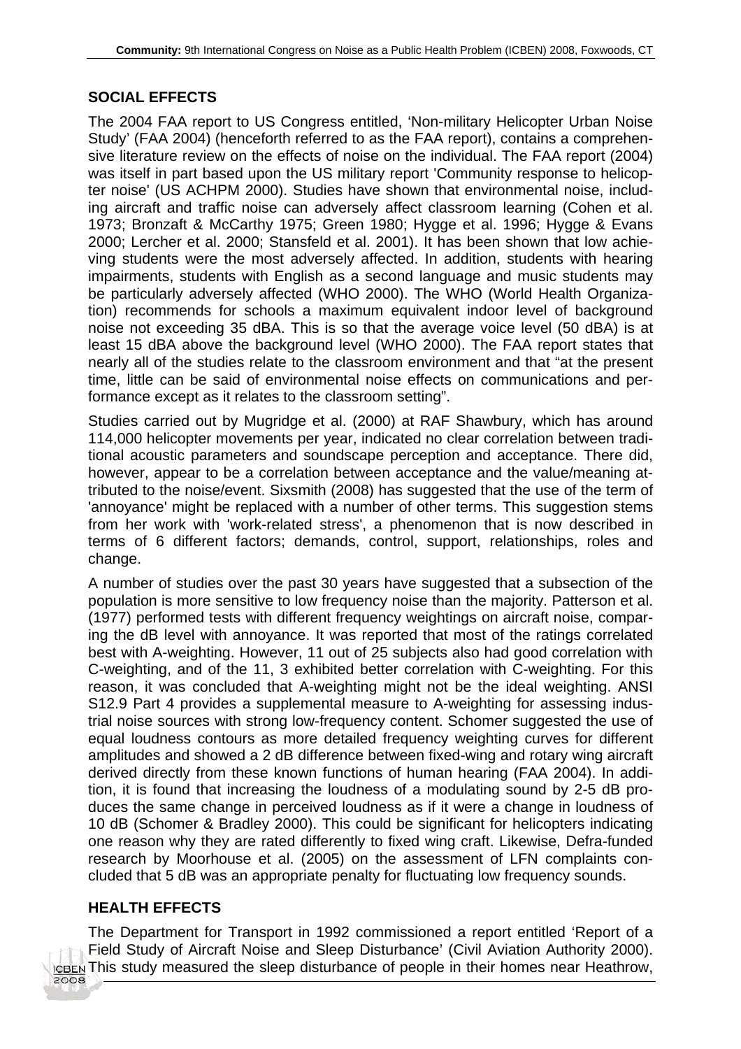## SOCIAL EFFECTS

The 2004 FAA report to US Congress entitled, 'Non-military Helicopter Urban Noise Study' (FAA 2004) (henceforth referred to as the FAA report), contains a comprehensive literature review on the effects of noise on the individual. The FAA report (2004) was itself in part based upon the US military report 'Community response to helicopter noise' (US ACHPM 2000). Studies have shown that environmental noise, including aircraft and traffic noise can adversely affect classroom learning (Cohen et al. 1973; Bronzaft & McCarthy 1975; Green 1980; Hygge et al. 1996; Hygge & Evans 2000; Lercher et al. 2000; Stansfeld et al. 2001). It has been shown that low achieving students were the most adversely affected. In addition, students with hearing impairments, students with English as a second language and music students may be particularly adversely affected (WHO 2000). The WHO (World Health Organization) recommends for schools a maximum equivalent indoor level of background noise not exceeding 35 dBA. This is so that the average voice level (50 dBA) is at least 15 dBA above the background level (WHO 2000). The FAA report states that nearly all of the studies relate to the classroom environment and that "at the present time, little can be said of environmental noise effects on communications and performance except as it relates to the classroom setting".

Studies carried out by Mugridge et al. (2000) at RAF Shawbury, which has around 114,000 helicopter movements per year, indicated no clear correlation between traditional acoustic parameters and soundscape perception and acceptance. There did, however, appear to be a correlation between acceptance and the value/meaning attributed to the noise/event. Sixsmith (2008) has suggested that the use of the term of 'annoyance' might be replaced with a number of other terms. This suggestion stems from her work with 'work-related stress', a phenomenon that is now described in terms of 6 different factors; demands, control, support, relationships, roles and change.

A number of studies over the past 30 years have suggested that a subsection of the population is more sensitive to low frequency noise than the majority. Patterson et al. (1977) performed tests with different frequency weightings on aircraft noise, comparing the dB level with annoyance. It was reported that most of the ratings correlated best with A-weighting. However, 11 out of 25 subjects also had good correlation with C-weighting, and of the 11, 3 exhibited better correlation with C-weighting. For this reason, it was concluded that A-weighting might not be the ideal weighting. ANSI S12.9 Part 4 provides a supplemental measure to A-weighting for assessing industrial noise sources with strong low-frequency content. Schomer suggested the use of equal loudness contours as more detailed frequency weighting curves for different amplitudes and showed a 2 dB difference between fixed-wing and rotary wing aircraft derived directly from these known functions of human hearing (FAA 2004). In addition, it is found that increasing the loudness of a modulating sound by 2-5 dB produces the same change in perceived loudness as if it were a change in loudness of 10 dB (Schomer & Bradley 2000). This could be significant for helicopters indicating one reason why they are rated differently to fixed wing craft. Likewise, Defra-funded research by Moorhouse et al. (2005) on the assessment of LFN complaints concluded that 5 dB was an appropriate penalty for fluctuating low frequency sounds.

## HEALTH EFFECTS

The Department for Transport in 1992 commissioned a report entitled 'Report of a Field Study of Aircraft Noise and Sleep Disturbance' (Civil Aviation Authority 2000). This study measured the sleep disturbance of people in their homes near Heathrow,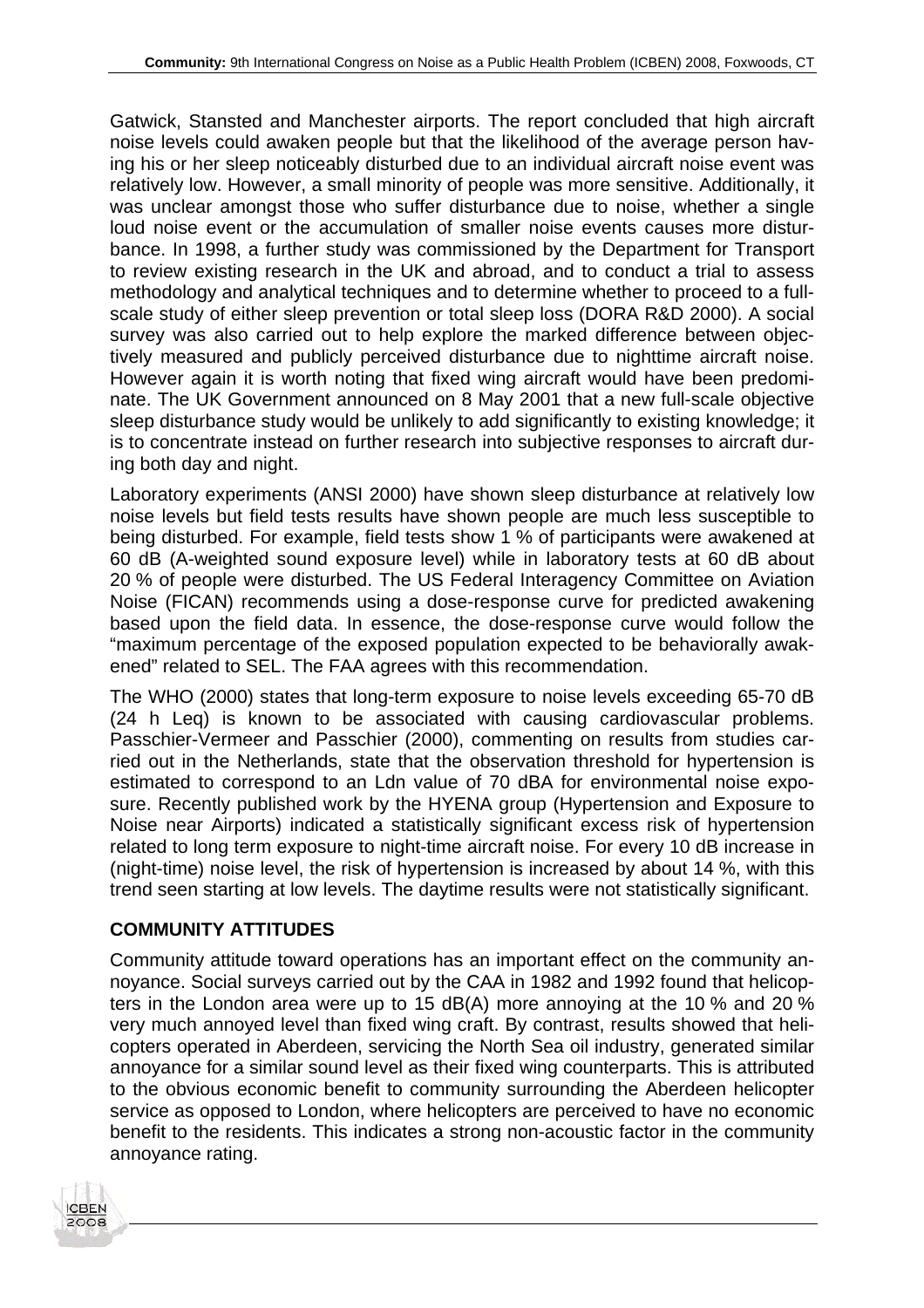Gatwick, Stansted and Manchester airports. The report concluded that high aircraft noise levels could awaken people but that the likelihood of the average person having his or her sleep noticeably disturbed due to an individual aircraft noise event was relatively low. However, a small minority of people was more sensitive. Additionally, it was unclear amongst those who suffer disturbance due to noise, whether a single loud noise event or the accumulation of smaller noise events causes more disturbance. In 1998, a further study was commissioned by the Department for Transport to review existing research in the UK and abroad, and to conduct a trial to assess methodology and analytical techniques and to determine whether to proceed to a full-scale study of either sleep prevention or total sleep loss (DORA R&D 2000). A social survey was also carried out to help explore the marked difference between objectively measured and publicly perceived disturbance due to nighttime aircraft noise. However again it is worth noting that fixed wing aircraft would have been predominate. The UK Government announced on 8 May 2001 that a new full-scale objective sleep disturbance study would be unlikely to add significantly to existing knowledge; it is to concentrate instead on further research into subjective responses to aircraft during both day and night.

Laboratory experiments (ANSI 2000) have shown sleep disturbance at relatively low noise levels but field tests results have shown people are much less susceptible to being disturbed. For example, field tests show 1 % of participants were awakened at 60 dB (A-weighted sound exposure level) while in laboratory tests at 60 dB about 20 % of people were disturbed. The US Federal Interagency Committee on Aviation Noise (FICAN) recommends using a dose-response curve for predicted awakening based upon the field data. In essence, the dose-response curve would follow the "maximum percentage of the exposed population expected to be behaviorally awakened" related to SEL. The FAA agrees with this recommendation.

The WHO (2000) states that long-term exposure to noise levels exceeding 65-70 dB (24 h Leq) is known to be associated with causing cardiovascular problems. Passchier-Vermeer and Passchier (2000), commenting on results from studies carried out in the Netherlands, state that the observation threshold for hypertension is estimated to correspond to an Ldn value of 70 dBA for environmental noise exposure. Recently published work by the HYENA group (Hypertension and Exposure to Noise near Airports) indicated a statistically significant excess risk of hypertension related to long term exposure to night-time aircraft noise. For every 10 dB increase in (night-time) noise level, the risk of hypertension is increased by about 14 %, with this trend seen starting at low levels. The daytime results were not statistically significant.

## COMMUNITY ATTITUDES

Community attitude toward operations has an important effect on the community annoyance. Social surveys carried out by the CAA in 1982 and 1992 found that helicopters in the London area were up to 15 dB(A) more annoying at the 10 % and 20 % very much annoyed level than fixed wing craft. By contrast, results showed that helicopters operated in Aberdeen, servicing the North Sea oil industry, generated similar annoyance for a similar sound level as their fixed wing counterparts. This is attributed to the obvious economic benefit to community surrounding the Aberdeen helicopter service as opposed to London, where helicopters are perceived to have no economic benefit to the residents. This indicates a strong non-acoustic factor in the community annoyance rating.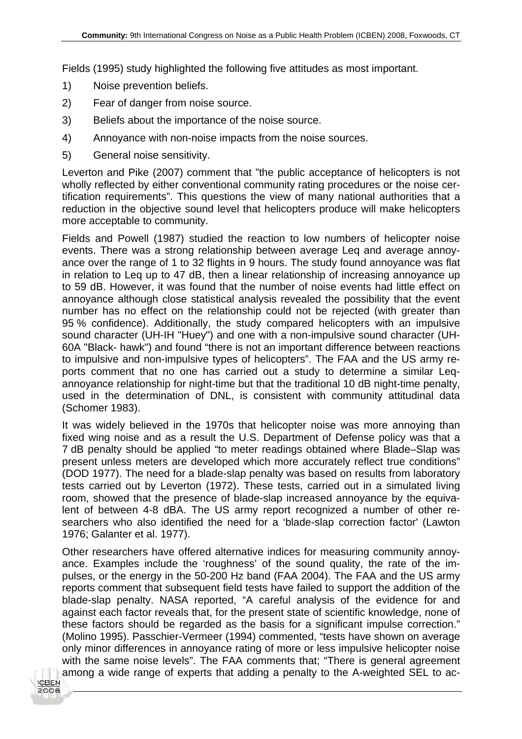Fields (1995) study highlighted the following five attitudes as most important.

1) Noise prevention beliefs.
2) Fear of danger from noise source.
3) Beliefs about the importance of the noise source.
4) Annoyance with non-noise impacts from the noise sources.
5) General noise sensitivity.

Leverton and Pike (2007) comment that "the public acceptance of helicopters is not wholly reflected by either conventional community rating procedures or the noise certification requirements". This questions the view of many national authorities that a reduction in the objective sound level that helicopters produce will make helicopters more acceptable to community.

Fields and Powell (1987) studied the reaction to low numbers of helicopter noise events. There was a strong relationship between average Leq and average annoyance over the range of 1 to 32 flights in 9 hours. The study found annoyance was flat in relation to Leq up to 47 dB, then a linear relationship of increasing annoyance up to 59 dB. However, it was found that the number of noise events had little effect on annoyance although close statistical analysis revealed the possibility that the event number has no effect on the relationship could not be rejected (with greater than 95 % confidence). Additionally, the study compared helicopters with an impulsive sound character (UH-IH "Huey") and one with a non-impulsive sound character (UH-60A "Black- hawk") and found "there is not an important difference between reactions to impulsive and non-impulsive types of helicopters". The FAA and the US army reports comment that no one has carried out a study to determine a similar Leq-annoyance relationship for night-time but that the traditional 10 dB night-time penalty, used in the determination of DNL, is consistent with community attitudinal data (Schomer 1983).

It was widely believed in the 1970s that helicopter noise was more annoying than fixed wing noise and as a result the U.S. Department of Defense policy was that a 7 dB penalty should be applied "to meter readings obtained where Blade–Slap was present unless meters are developed which more accurately reflect true conditions" (DOD 1977). The need for a blade-slap penalty was based on results from laboratory tests carried out by Leverton (1972). These tests, carried out in a simulated living room, showed that the presence of blade-slap increased annoyance by the equivalent of between 4-8 dBA. The US army report recognized a number of other researchers who also identified the need for a 'blade-slap correction factor' (Lawton 1976; Galanter et al. 1977).

Other researchers have offered alternative indices for measuring community annoyance. Examples include the 'roughness' of the sound quality, the rate of the impulses, or the energy in the 50-200 Hz band (FAA 2004). The FAA and the US army reports comment that subsequent field tests have failed to support the addition of the blade-slap penalty. NASA reported, "A careful analysis of the evidence for and against each factor reveals that, for the present state of scientific knowledge, none of these factors should be regarded as the basis for a significant impulse correction." (Molino 1995). Passchier-Vermeer (1994) commented, "tests have shown on average only minor differences in annoyance rating of more or less impulsive helicopter noise with the same noise levels". The FAA comments that; "There is general agreement among a wide range of experts that adding a penalty to the A-weighted SEL to ac-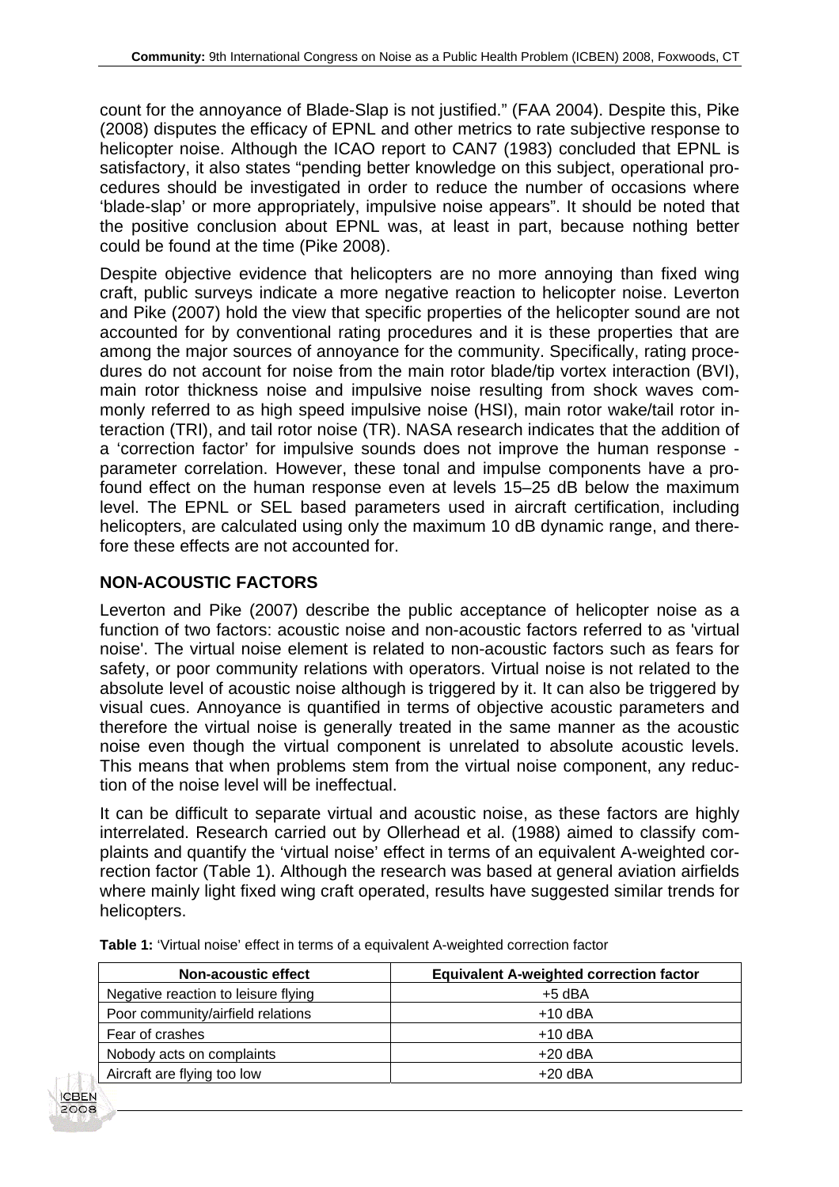count for the annoyance of Blade-Slap is not justified." (FAA 2004). Despite this, Pike (2008) disputes the efficacy of EPNL and other metrics to rate subjective response to helicopter noise. Although the ICAO report to CAN7 (1983) concluded that EPNL is satisfactory, it also states "pending better knowledge on this subject, operational procedures should be investigated in order to reduce the number of occasions where 'blade-slap' or more appropriately, impulsive noise appears". It should be noted that the positive conclusion about EPNL was, at least in part, because nothing better could be found at the time (Pike 2008).

Despite objective evidence that helicopters are no more annoying than fixed wing craft, public surveys indicate a more negative reaction to helicopter noise. Leverton and Pike (2007) hold the view that specific properties of the helicopter sound are not accounted for by conventional rating procedures and it is these properties that are among the major sources of annoyance for the community. Specifically, rating procedures do not account for noise from the main rotor blade/tip vortex interaction (BVI), main rotor thickness noise and impulsive noise resulting from shock waves commonly referred to as high speed impulsive noise (HSI), main rotor wake/tail rotor interaction (TRI), and tail rotor noise (TR). NASA research indicates that the addition of a 'correction factor' for impulsive sounds does not improve the human response - parameter correlation. However, these tonal and impulse components have a profound effect on the human response even at levels 15–25 dB below the maximum level. The EPNL or SEL based parameters used in aircraft certification, including helicopters, are calculated using only the maximum 10 dB dynamic range, and therefore these effects are not accounted for.

## NON-ACOUSTIC FACTORS

Leverton and Pike (2007) describe the public acceptance of helicopter noise as a function of two factors: acoustic noise and non-acoustic factors referred to as 'virtual noise'. The virtual noise element is related to non-acoustic factors such as fears for safety, or poor community relations with operators. Virtual noise is not related to the absolute level of acoustic noise although is triggered by it. It can also be triggered by visual cues. Annoyance is quantified in terms of objective acoustic parameters and therefore the virtual noise is generally treated in the same manner as the acoustic noise even though the virtual component is unrelated to absolute acoustic levels. This means that when problems stem from the virtual noise component, any reduction of the noise level will be ineffectual.

It can be difficult to separate virtual and acoustic noise, as these factors are highly interrelated. Research carried out by Ollerhead et al. (1988) aimed to classify complaints and quantify the 'virtual noise' effect in terms of an equivalent A-weighted correction factor (Table 1). Although the research was based at general aviation airfields where mainly light fixed wing craft operated, results have suggested similar trends for helicopters.

**Table 1:** 'Virtual noise' effect in terms of a equivalent A-weighted correction factor

| Non-acoustic effect | Equivalent A-weighted correction factor |
|---|---|
| Negative reaction to leisure flying | +5 dBA |
| Poor community/airfield relations | +10 dBA |
| Fear of crashes | +10 dBA |
| Nobody acts on complaints | +20 dBA |
| Aircraft are flying too low | +20 dBA |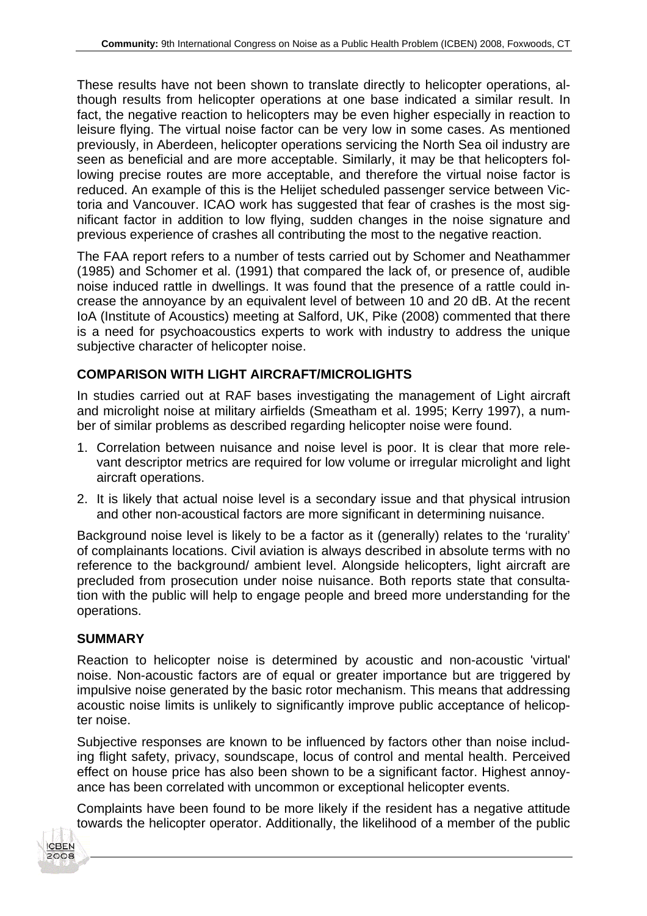These results have not been shown to translate directly to helicopter operations, although results from helicopter operations at one base indicated a similar result. In fact, the negative reaction to helicopters may be even higher especially in reaction to leisure flying. The virtual noise factor can be very low in some cases. As mentioned previously, in Aberdeen, helicopter operations servicing the North Sea oil industry are seen as beneficial and are more acceptable. Similarly, it may be that helicopters following precise routes are more acceptable, and therefore the virtual noise factor is reduced. An example of this is the Helijet scheduled passenger service between Victoria and Vancouver. ICAO work has suggested that fear of crashes is the most significant factor in addition to low flying, sudden changes in the noise signature and previous experience of crashes all contributing the most to the negative reaction.

The FAA report refers to a number of tests carried out by Schomer and Neathammer (1985) and Schomer et al. (1991) that compared the lack of, or presence of, audible noise induced rattle in dwellings. It was found that the presence of a rattle could increase the annoyance by an equivalent level of between 10 and 20 dB. At the recent IoA (Institute of Acoustics) meeting at Salford, UK, Pike (2008) commented that there is a need for psychoacoustics experts to work with industry to address the unique subjective character of helicopter noise.

## COMPARISON WITH LIGHT AIRCRAFT/MICROLIGHTS

In studies carried out at RAF bases investigating the management of Light aircraft and microlight noise at military airfields (Smeatham et al. 1995; Kerry 1997), a number of similar problems as described regarding helicopter noise were found.

1. Correlation between nuisance and noise level is poor. It is clear that more relevant descriptor metrics are required for low volume or irregular microlight and light aircraft operations.
2. It is likely that actual noise level is a secondary issue and that physical intrusion and other non-acoustical factors are more significant in determining nuisance.

Background noise level is likely to be a factor as it (generally) relates to the 'rurality' of complainants locations. Civil aviation is always described in absolute terms with no reference to the background/ ambient level. Alongside helicopters, light aircraft are precluded from prosecution under noise nuisance. Both reports state that consultation with the public will help to engage people and breed more understanding for the operations.

## SUMMARY

Reaction to helicopter noise is determined by acoustic and non-acoustic 'virtual' noise. Non-acoustic factors are of equal or greater importance but are triggered by impulsive noise generated by the basic rotor mechanism. This means that addressing acoustic noise limits is unlikely to significantly improve public acceptance of helicopter noise.

Subjective responses are known to be influenced by factors other than noise including flight safety, privacy, soundscape, locus of control and mental health. Perceived effect on house price has also been shown to be a significant factor. Highest annoyance has been correlated with uncommon or exceptional helicopter events.

Complaints have been found to be more likely if the resident has a negative attitude towards the helicopter operator. Additionally, the likelihood of a member of the public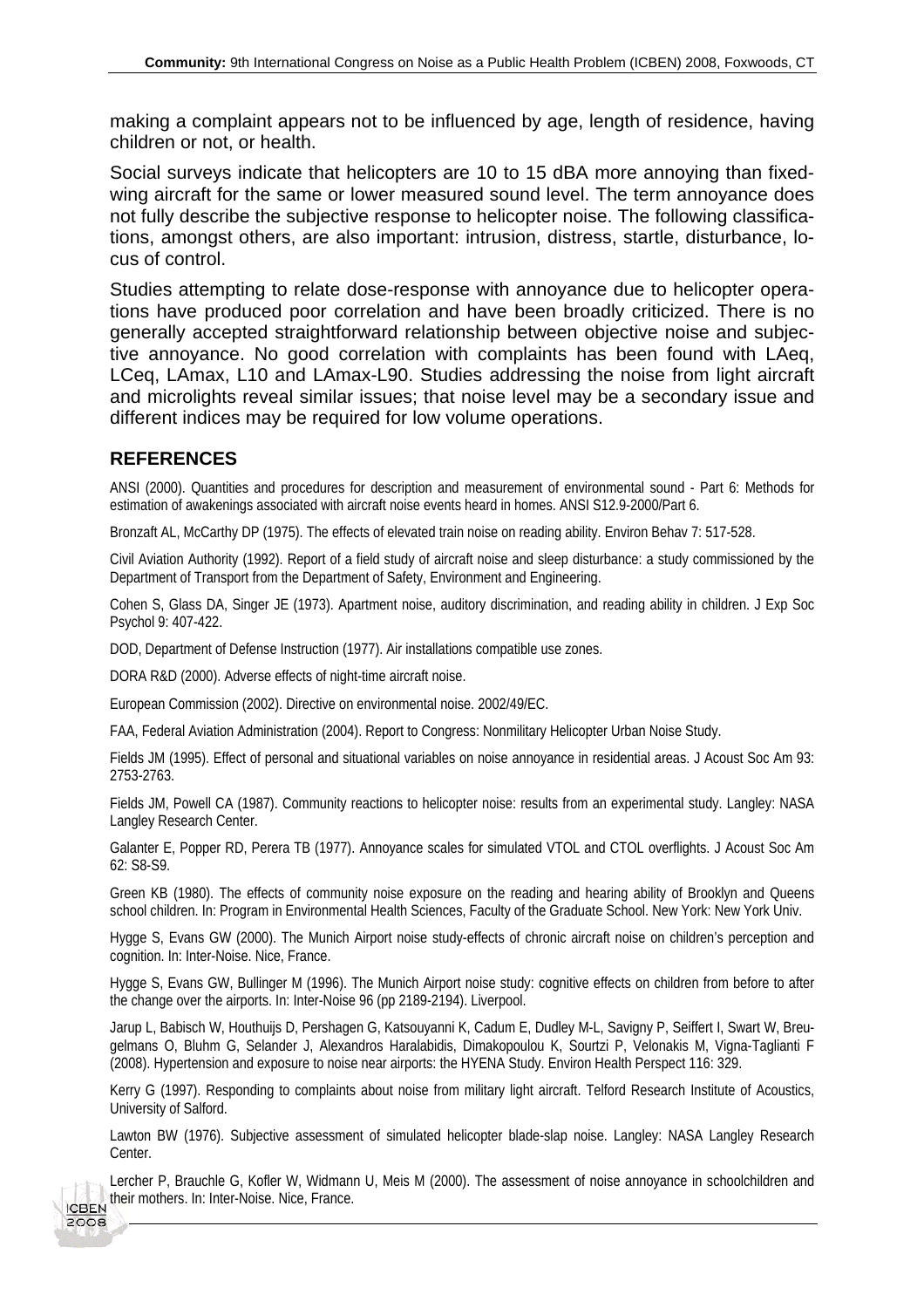making a complaint appears not to be influenced by age, length of residence, having children or not, or health.

Social surveys indicate that helicopters are 10 to 15 dBA more annoying than fixed-wing aircraft for the same or lower measured sound level. The term annoyance does not fully describe the subjective response to helicopter noise. The following classifications, amongst others, are also important: intrusion, distress, startle, disturbance, locus of control.

Studies attempting to relate dose-response with annoyance due to helicopter operations have produced poor correlation and have been broadly criticized. There is no generally accepted straightforward relationship between objective noise and subjective annoyance. No good correlation with complaints has been found with LAeq, LCeq, LAmax, L10 and LAmax-L90. Studies addressing the noise from light aircraft and microlights reveal similar issues; that noise level may be a secondary issue and different indices may be required for low volume operations.

## REFERENCES

ANSI (2000). Quantities and procedures for description and measurement of environmental sound - Part 6: Methods for estimation of awakenings associated with aircraft noise events heard in homes. ANSI S12.9-2000/Part 6.

Bronzaft AL, McCarthy DP (1975). The effects of elevated train noise on reading ability. Environ Behav 7: 517-528.

Civil Aviation Authority (1992). Report of a field study of aircraft noise and sleep disturbance: a study commissioned by the Department of Transport from the Department of Safety, Environment and Engineering.

Cohen S, Glass DA, Singer JE (1973). Apartment noise, auditory discrimination, and reading ability in children. J Exp Soc Psychol 9: 407-422.

DOD, Department of Defense Instruction (1977). Air installations compatible use zones.

DORA R&D (2000). Adverse effects of night-time aircraft noise.

European Commission (2002). Directive on environmental noise. 2002/49/EC.

FAA, Federal Aviation Administration (2004). Report to Congress: Nonmilitary Helicopter Urban Noise Study.

Fields JM (1995). Effect of personal and situational variables on noise annoyance in residential areas. J Acoust Soc Am 93: 2753-2763.

Fields JM, Powell CA (1987). Community reactions to helicopter noise: results from an experimental study. Langley: NASA Langley Research Center.

Galanter E, Popper RD, Perera TB (1977). Annoyance scales for simulated VTOL and CTOL overflights. J Acoust Soc Am 62: S8-S9.

Green KB (1980). The effects of community noise exposure on the reading and hearing ability of Brooklyn and Queens school children. In: Program in Environmental Health Sciences, Faculty of the Graduate School. New York: New York Univ.

Hygge S, Evans GW (2000). The Munich Airport noise study-effects of chronic aircraft noise on children's perception and cognition. In: Inter-Noise. Nice, France.

Hygge S, Evans GW, Bullinger M (1996). The Munich Airport noise study: cognitive effects on children from before to after the change over the airports. In: Inter-Noise 96 (pp 2189-2194). Liverpool.

Jarup L, Babisch W, Houthuijs D, Pershagen G, Katsouyanni K, Cadum E, Dudley M-L, Savigny P, Seiffert I, Swart W, Breugelmans O, Bluhm G, Selander J, Alexandros Haralabidis, Dimakopoulou K, Sourtzi P, Velonakis M, Vigna-Taglianti F (2008). Hypertension and exposure to noise near airports: the HYENA Study. Environ Health Perspect 116: 329.

Kerry G (1997). Responding to complaints about noise from military light aircraft. Telford Research Institute of Acoustics, University of Salford.

Lawton BW (1976). Subjective assessment of simulated helicopter blade-slap noise. Langley: NASA Langley Research Center.

Lercher P, Brauchle G, Kofler W, Widmann U, Meis M (2000). The assessment of noise annoyance in schoolchildren and their mothers. In: Inter-Noise. Nice, France.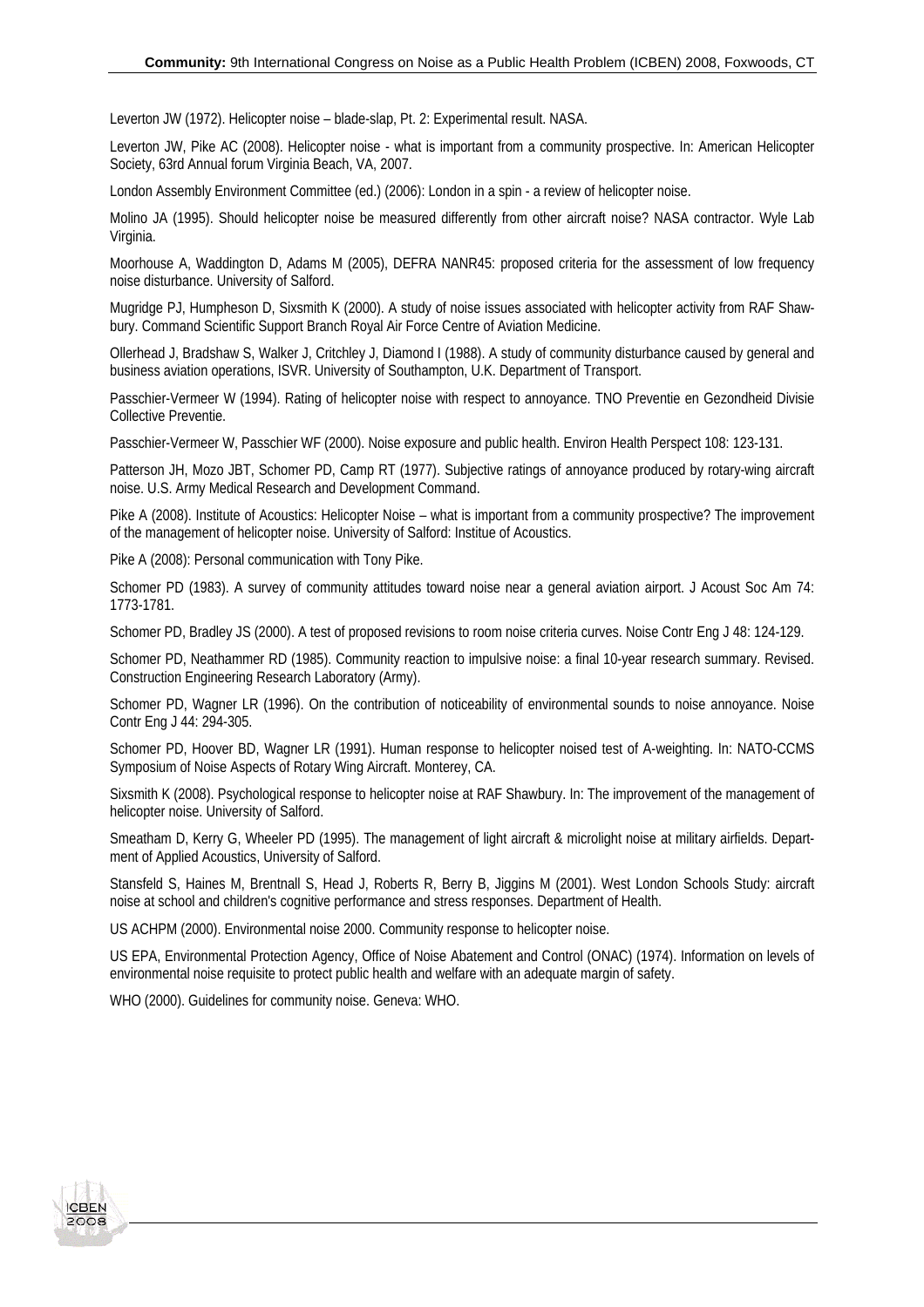Leverton JW (1972). Helicopter noise – blade-slap, Pt. 2: Experimental result. NASA.

Leverton JW, Pike AC (2008). Helicopter noise - what is important from a community prospective. In: American Helicopter Society, 63rd Annual forum Virginia Beach, VA, 2007.

London Assembly Environment Committee (ed.) (2006): London in a spin - a review of helicopter noise.

Molino JA (1995). Should helicopter noise be measured differently from other aircraft noise? NASA contractor. Wyle Lab Virginia.

Moorhouse A, Waddington D, Adams M (2005), DEFRA NANR45: proposed criteria for the assessment of low frequency noise disturbance. University of Salford.

Mugridge PJ, Humpheson D, Sixsmith K (2000). A study of noise issues associated with helicopter activity from RAF Shawbury. Command Scientific Support Branch Royal Air Force Centre of Aviation Medicine.

Ollerhead J, Bradshaw S, Walker J, Critchley J, Diamond I (1988). A study of community disturbance caused by general and business aviation operations, ISVR. University of Southampton, U.K. Department of Transport.

Passchier-Vermeer W (1994). Rating of helicopter noise with respect to annoyance. TNO Preventie en Gezondheid Divisie Collective Preventie.

Passchier-Vermeer W, Passchier WF (2000). Noise exposure and public health. Environ Health Perspect 108: 123-131.

Patterson JH, Mozo JBT, Schomer PD, Camp RT (1977). Subjective ratings of annoyance produced by rotary-wing aircraft noise. U.S. Army Medical Research and Development Command.

Pike A (2008). Institute of Acoustics: Helicopter Noise – what is important from a community prospective? The improvement of the management of helicopter noise. University of Salford: Institue of Acoustics.

Pike A (2008): Personal communication with Tony Pike.

Schomer PD (1983). A survey of community attitudes toward noise near a general aviation airport. J Acoust Soc Am 74: 1773-1781.

Schomer PD, Bradley JS (2000). A test of proposed revisions to room noise criteria curves. Noise Contr Eng J 48: 124-129.

Schomer PD, Neathammer RD (1985). Community reaction to impulsive noise: a final 10-year research summary. Revised. Construction Engineering Research Laboratory (Army).

Schomer PD, Wagner LR (1996). On the contribution of noticeability of environmental sounds to noise annoyance. Noise Contr Eng J 44: 294-305.

Schomer PD, Hoover BD, Wagner LR (1991). Human response to helicopter noised test of A-weighting. In: NATO-CCMS Symposium of Noise Aspects of Rotary Wing Aircraft. Monterey, CA.

Sixsmith K (2008). Psychological response to helicopter noise at RAF Shawbury. In: The improvement of the management of helicopter noise. University of Salford.

Smeatham D, Kerry G, Wheeler PD (1995). The management of light aircraft & microlight noise at military airfields. Department of Applied Acoustics, University of Salford.

Stansfeld S, Haines M, Brentnall S, Head J, Roberts R, Berry B, Jiggins M (2001). West London Schools Study: aircraft noise at school and children's cognitive performance and stress responses. Department of Health.

US ACHPM (2000). Environmental noise 2000. Community response to helicopter noise.

US EPA, Environmental Protection Agency, Office of Noise Abatement and Control (ONAC) (1974). Information on levels of environmental noise requisite to protect public health and welfare with an adequate margin of safety.

WHO (2000). Guidelines for community noise. Geneva: WHO.